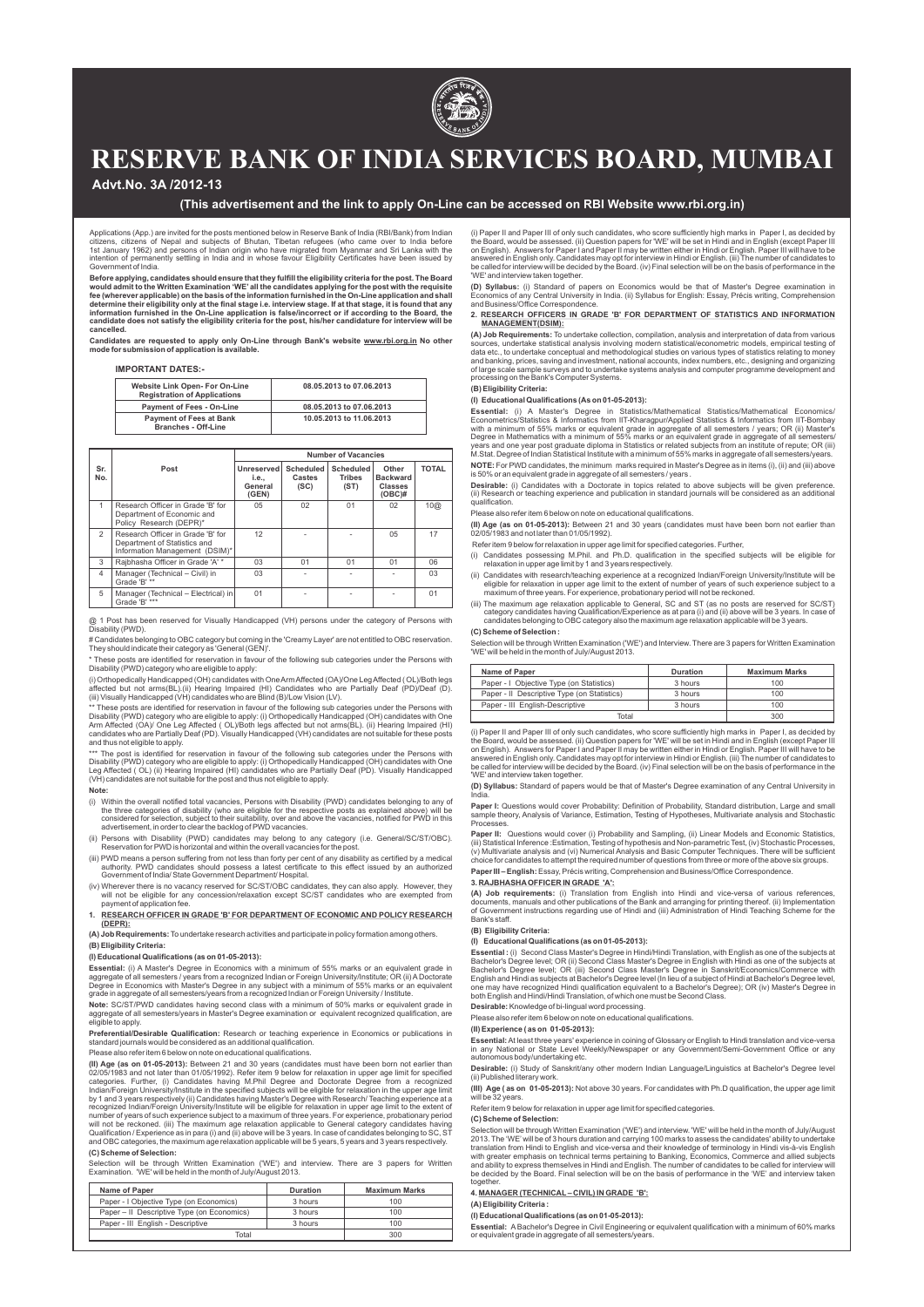# RESERVE BANK OF INDIA SERVICES BOARD, MUMBAI

**Advt.No. 3A /2012-13**

**(This advertisement and the link to apply On-Line can be accessed on RBI Website www.rbi.org.in)**

Applications (App.) are invited for the posts mentioned below in Reserve Bank of India (RBI/Bank) from Indian citizens, citizens of Nepal and subjects of Bhutan, Tibetan refugees (who came over to India before 1st January 1962) and persons of Indian origin who have migrated from Myanmar and Sri Lanka with the intention of permanently settling in India and in whose favour Eligibility Certificates have been issued by Government of India.

**Before applying, candidates should ensure that they fulfill the eligibility criteria for the post. The Board would admit to the Written Examination 'WE' all the candidates applying for the post with the requisite fee (wherever applicable) on the basis of the information furnished in the On-Line application and shall determine their eligibility only at the final stage i.e. interview stage. If at that stage, it is found that any information furnished in the On-Line application is false/incorrect or if according to the Board, the candidate does not satisfy the eligibility criteria for the post, his/her candidature for interview will be cancelled.**

**Candidates are requested to apply only On-Line through Bank's website www.rbi.org.in No other mode for submission of application is available.**

**IMPORTANT DATES:-**

| | |
|---|---|
| **Website Link Open- For On-Line Registration of Applications** | **08.05.2013 to 07.06.2013** |
| **Payment of Fees - On-Line** | **08.05.2013 to 07.06.2013** |
| **Payment of Fees at Bank Branches - Off-Line** | **10.05.2013 to 11.06.2013** |

| Sr. No. | Post | Number of Vacancies | | | | |
|---|---|---|---|---|---|---|
| | | Unreserved i.e., General (GEN) | Scheduled Castes (SC) | Scheduled Tribes (ST) | Other Backward Classes (OBC)# | TOTAL |
| 1 | Research Officer in Grade 'B' for Department of Economic and Policy Research (DEPR)* | 05 | 02 | 01 | 02 | 10@ |
| 2 | Research Officer in Grade 'B' for Department of Statistics and Information Management (DSIM)* | 12 | - | - | 05 | 17 |
| 3 | Rajbhasha Officer in Grade 'A' * | 03 | 01 | 01 | 01 | 06 |
| 4 | Manager (Technical – Civil) in Grade 'B' ** | 03 | - | - | - | 03 |
| 5 | Manager (Technical – Electrical) in Grade 'B' *** | 01 | - | - | - | 01 |

@ 1 Post has been reserved for Visually Handicapped (VH) persons under the category of Persons with Disability (PWD).

# Candidates belonging to OBC category but coming in the 'Creamy Layer' are not entitled to OBC reservation. They should indicate their category as 'General (GEN)'.

* These posts are identified for reservation in favour of the following sub categories under the Persons with Disability (PWD) category who are eligible to apply:

(i) Orthopedically Handicapped (OH) candidates with One Arm Affected (OA)/One Leg Affected ( OL)/Both legs affected but not arms(BL).(ii) Hearing Impaired (HI) Candidates who are Partially Deaf (PD)/Deaf (D). (iii) Visually Handicapped (VH) candidates who are Blind (B)/Low Vision (LV).

** These posts are identified for reservation in favour of the following sub categories under the Persons with Disability (PWD) category who are eligible to apply: (i) Orthopedically Handicapped (OH) candidates with One Arm Affected (OA)/ One Leg Affected ( OL)/Both legs affected but not arms(BL). (ii) Hearing Impaired (HI) candidates who are Partially Deaf (PD). Visually Handicapped (VH) candidates are not suitable for these posts and thus not eligible to apply.

*** The post is identified for reservation in favour of the following sub categories under the Persons with Disability (PWD) category who are eligible to apply: (i) Orthopedically Handicapped (OH) candidates with One Leg Affected ( OL) (ii) Hearing Impaired (HI) candidates who are Partially Deaf (PD). Visually Handicapped (VH) candidates are not suitable for the post and thus not eligible to apply.

**Note:**

(i) Within the overall notified total vacancies, Persons with Disability (PWD) candidates belonging to any of the three categories of disability (who are eligible for the respective posts as explained above) will be considered for selection, subject to their suitability, over and above the vacancies, notified for PWD in this advertisement, in order to clear the backlog of PWD vacancies.

(ii) Persons with Disability (PWD) candidates may belong to any category (i.e. General/SC/ST/OBC). Reservation for PWD is horizontal and within the overall vacancies for the post.

(iii) PWD means a person suffering from not less than forty per cent of any disability as certified by a medical authority. PWD candidates should possess a latest certificate to this effect issued by an authorized Government of India/ State Government Department/ Hospital.

(iv) Wherever there is no vacancy reserved for SC/ST/OBC candidates, they can also apply. However, they will not be eligible for any concession/relaxation except SC/ST candidates who are exempted from payment of application fee.

## 1. RESEARCH OFFICER IN GRADE 'B' FOR DEPARTMENT OF ECONOMIC AND POLICY RESEARCH (DEPR):

**(A) Job Requirements:** To undertake research activities and participate in policy formation among others.

**(B) Eligibility Criteria:**

**(I) Educational Qualifications (as on 01-05-2013):**

**Essential:** (i) A Master's Degree in Economics with a minimum of 55% marks or an equivalent grade in aggregate of all semesters / years from a recognized Indian or Foreign University/Institute; OR (ii) A Doctorate Degree in Economics with Master's Degree in any subject with a minimum of 55% marks or an equivalent grade in aggregate of all semesters/years from a recognized Indian or Foreign University / Institute.

**Note:** SC/ST/PWD candidates having second class with a minimum of 50% marks or equivalent grade in aggregate of all semesters/years in Master's Degree examination or equivalent recognized qualification, are eligible to apply.

**Preferential/Desirable Qualification:** Research or teaching experience in Economics or publications in standard journals would be considered as an additional qualification.

Please also refer item 6 below on note on educational qualifications.

**(II) Age (as on 01-05-2013):** Between 21 and 30 years (candidates must have been born not earlier than 02/05/1983 and not later than 01/05/1992). Refer item 9 below for relaxation in upper age limit for specified categories. Further, (i) Candidates having M.Phil Degree and Doctorate Degree from a recognized Indian/Foreign University/Institute in the specified subjects will be eligible for relaxation in the upper age limit by 1 and 3 years respectively (ii) Candidates having Master's Degree with Research/ Teaching experience at a recognized Indian/Foreign University/Institute will be eligible for relaxation in upper age limit to the extent of number of years of such experience subject to a maximum of three years. For experience, probationary period will not be reckoned. (iii) The maximum age relaxation applicable to General category candidates having Qualification / Experience as in para (i) and (ii) above will be 3 years. In case of candidates belonging to SC, ST and OBC categories, the maximum age relaxation applicable will be 5 years, 5 years and 3 years respectively.

**(C) Scheme of Selection:**

Selection will be through Written Examination ('WE') and interview. There are 3 papers for Written Examination. 'WE' will be held in the month of July/August 2013.

| Name of Paper | Duration | Maximum Marks |
|---|---|---|
| Paper - I Objective Type (on Economics) | 3 hours | 100 |
| Paper – II Descriptive Type (on Economics) | 3 hours | 100 |
| Paper - III English - Descriptive | 3 hours | 100 |
| Total | | 300 |

(i) Paper II and Paper III of only such candidates, who score sufficiently high marks in Paper I, as decided by the Board, would be assessed. (ii) Question papers for 'WE' will be set in Hindi and in English (except Paper III on English). Answers for Paper I and Paper II may be written either in Hindi or English. Paper III will have to be answered in English only. Candidates may opt for interview in Hindi or English. (iii) The number of candidates to be called for interview will be decided by the Board. (iv) Final selection will be on the basis of performance in the 'WE' and interview taken together.

**(D) Syllabus:** (i) Standard of papers on Economics would be that of Master's Degree examination in Economics of any Central University in India. (ii) Syllabus for English: Essay, Précis writing, Comprehension and Business/Office Correspondence.

## 2. RESEARCH OFFICERS IN GRADE 'B' FOR DEPARTMENT OF STATISTICS AND INFORMATION MANAGEMENT(DSIM):

**(A) Job Requirements:** To undertake collection, compilation, analysis and interpretation of data from various sources, undertake statistical analysis involving modern statistical/econometric models, empirical testing of data etc., to undertake conceptual and methodological studies on various types of statistics relating to money and banking, prices, saving and investment, national accounts, index numbers, etc., designing and organizing of large scale sample surveys and to undertake systems analysis and computer programme development and processing on the Bank's Computer Systems.

**(B) Eligibility Criteria:**

**(I) Educational Qualifications (As on 01-05-2013):**

**Essential:** (i) A Master's Degree in Statistics/Mathematical Statistics/Mathematical Economics/ Econometrics/Statistics & Informatics from IIT-Kharagpur/Applied Statistics & Informatics from IIT-Bombay with a minimum of 55% marks or equivalent grade in aggregate of all semesters / years; OR (ii) Master's Degree in Mathematics with a minimum of 55% marks or an equivalent grade in aggregate of all semesters/ years and one year post graduate diploma in Statistics or related subjects from an institute of repute; OR (iii) M.Stat. Degree of Indian Statistical Institute with a minimum of 55% marks in aggregate of all semesters/years.

**NOTE:** For PWD candidates, the minimum marks required in Master's Degree as in items (i), (ii) and (iii) above is 50% or an equivalent grade in aggregate of all semesters / years .

**Desirable:** (i) Candidates with a Doctorate in topics related to above subjects will be given preference. (ii) Research or teaching experience and publication in standard journals will be considered as an additional qualification.

Please also refer item 6 below on note on educational qualifications.

**(II) Age (as on 01-05-2013):** Between 21 and 30 years (candidates must have been born not earlier than 02/05/1983 and not later than 01/05/1992).

Refer item 9 below for relaxation in upper age limit for specified categories. Further,

(i) Candidates possessing M.Phil. and Ph.D. qualification in the specified subjects will be eligible for relaxation in upper age limit by 1 and 3 years respectively.

(ii) Candidates with research/teaching experience at a recognized Indian/Foreign University/Institute will be eligible for relaxation in upper age limit to the extent of number of years of such experience subject to a maximum of three years. For experience, probationary period will not be reckoned.

(iii) The maximum age relaxation applicable to General, SC and ST (as no posts are reserved for SC/ST) category candidates having Qualification/Experience as at para (i) and (ii) above will be 3 years. In case of candidates belonging to OBC category also the maximum age relaxation applicable will be 3 years.

**(C) Scheme of Selection :**

Selection will be through Written Examination ('WE') and Interview. There are 3 papers for Written Examination 'WE' will be held in the month of July/August 2013.

| Name of Paper | Duration | Maximum Marks |
|---|---|---|
| Paper - I Objective Type (on Statistics) | 3 hours | 100 |
| Paper - II Descriptive Type (on Statistics) | 3 hours | 100 |
| Paper - III English-Descriptive | 3 hours | 100 |
| Total | | 300 |

(i) Paper II and Paper III of only such candidates, who score sufficiently high marks in Paper I, as decided by the Board, would be assessed. (ii) Question papers for 'WE' will be set in Hindi and in English (except Paper III on English). Answers for Paper I and Paper II may be written either in Hindi or English. Paper III will have to be answered in English only. Candidates may opt for interview in Hindi or English. (iii) The number of candidates to be called for interview will be decided by the Board. (iv) Final selection will be on the basis of performance in the 'WE' and interview taken together.

**(D) Syllabus:** Standard of papers would be that of Master's Degree examination of any Central University in India.

**Paper I:** Questions would cover Probability: Definition of Probability, Standard distribution, Large and small sample theory, Analysis of Variance, Estimation, Testing of Hypotheses, Multivariate analysis and Stochastic Processes.

**Paper II:** Questions would cover (i) Probability and Sampling, (ii) Linear Models and Economic Statistics, (iii) Statistical Inference :Estimation, Testing of hypothesis and Non-parametric Test, (iv) Stochastic Processes, (v) Multivariate analysis and (vi) Numerical Analysis and Basic Computer Techniques. There will be sufficient choice for candidates to attempt the required number of questions from three or more of the above six groups.

**Paper III – English:** Essay, Précis writing, Comprehension and Business/Office Correspondence.

## 3. RAJBHASHA OFFICER IN GRADE 'A':

**(A) Job requirements:** (i) Translation from English into Hindi and vice-versa of various references, documents, manuals and other publications of the Bank and arranging for printing thereof. (ii) Implementation of Government instructions regarding use of Hindi and (iii) Administration of Hindi Teaching Scheme for the Bank's staff.

**(B) Eligibility Criteria:**

**(I) Educational Qualifications (as on 01-05-2013):**

**Essential :** (i) Second Class Master's Degree in Hindi/Hindi Translation, with English as one of the subjects at Bachelor's Degree level; OR (ii) Second Class Master's Degree in English with Hindi as one of the subjects at Bachelor's Degree level; OR (iii) Second Class Master's Degree in Sanskrit/Economics/Commerce with English and Hindi as subjects at Bachelor's Degree level (In lieu of a subject of Hindi at Bachelor's Degree level, one may have recognized Hindi qualification equivalent to a Bachelor's Degree); OR (iv) Master's Degree in both English and Hindi/Hindi Translation, of which one must be Second Class.

**Desirable:** Knowledge of bi-lingual word processing.

Please also refer item 6 below on note on educational qualifications.

**(II) Experience ( as on 01-05-2013):**

**Essential:** At least three years' experience in coining of Glossary or English to Hindi translation and vice-versa in any National or State Level Weekly/Newspaper or any Government/Semi-Government Office or any autonomous body/undertaking etc.

**Desirable:** (i) Study of Sanskrit/any other modern Indian Language/Linguistics at Bachelor's Degree level (ii) Published literary work.

**(III) Age ( as on 01-05-2013):** Not above 30 years. For candidates with Ph.D qualification, the upper age limit will be 32 years.

Refer item 9 below for relaxation in upper age limit for specified categories.

**(C) Scheme of Selection:**

Selection will be through Written Examination ('WE') and interview. 'WE' will be held in the month of July/August 2013. The 'WE' will be of 3 hours duration and carrying 100 marks to assess the candidates' ability to undertake translation from Hindi to English and vice-versa and their knowledge of terminology in Hindi vis-à-vis English with greater emphasis on technical terms pertaining to Banking, Economics, Commerce and allied subjects and ability to express themselves in Hindi and English. The number of candidates to be called for interview will be decided by the Board. Final selection will be on the basis of performance in the 'WE' and interview taken together.

## 4. MANAGER (TECHNICAL – CIVIL) IN GRADE 'B':

**(A) Eligibility Criteria :**

**(I) Educational Qualifications (as on 01-05-2013):**

**Essential:** A Bachelor's Degree in Civil Engineering or equivalent qualification with a minimum of 60% marks or equivalent grade in aggregate of all semesters/years.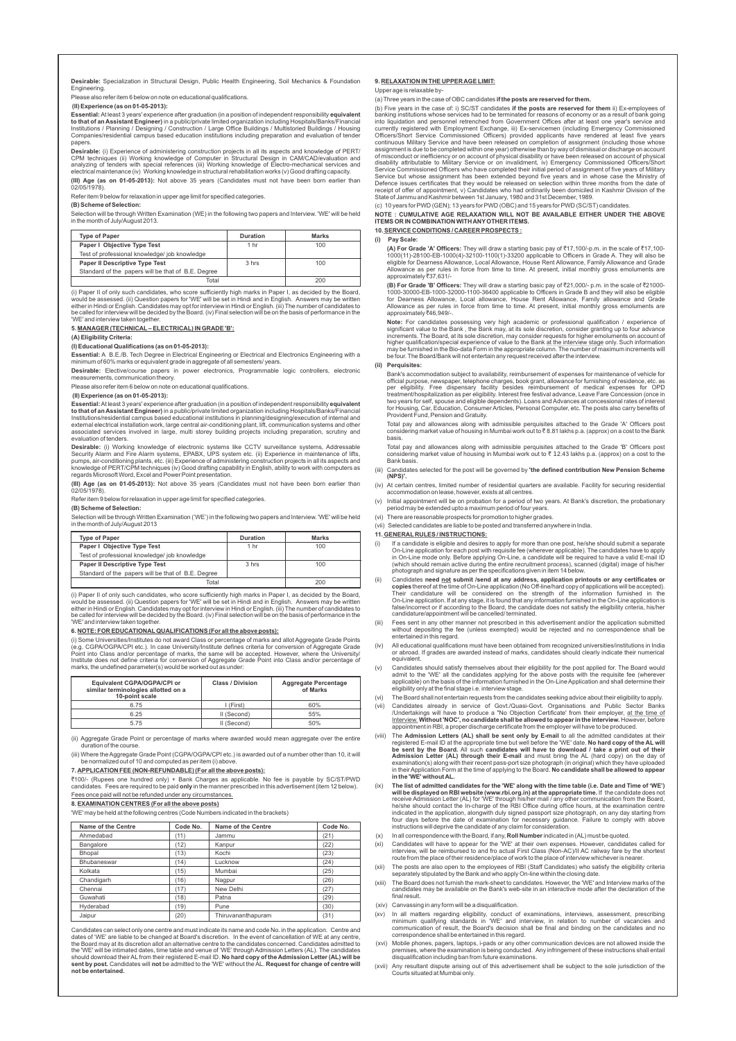**Desirable:** Specialization in Structural Design, Public Health Engineering, Soil Mechanics & Foundation Engineering.

Please also refer item 6 below on note on educational qualifications.

**(II) Experience (as on 01-05-2013):**

**Essential:** At least 3 years' experience after graduation (in a position of independent responsibility **equivalent to that of an Assistant Engineer)** in a public/private limited organization including Hospitals/Banks/Financial Institutions / Planning / Designing / Construction / Large Office Buildings / Multistoried Buildings / Housing Companies/residential campus based education institutions including preparation and evaluation of tender papers.

**Desirable:** (i) Experience of administering construction projects in all its aspects and knowledge of PERT/ CPM techniques (ii) Working knowledge of Computer in Structural Design in CAM/CAD/evaluation and analyzing of tenders with special references (iii) Working knowledge of Electro-mechanical services and electrical maintenance (iv) Working knowledge in structural rehabilitation works (v) Good drafting capacity.

**(III) Age (as on 01-05-2013):** Not above 35 years (Candidates must not have been born earlier than 02/05/1978).

Refer item 9 below for relaxation in upper age limit for specified categories.

**(B) Scheme of Selection:**

Selection will be through Written Examination (WE) in the following two papers and Interview. 'WE' will be held in the month of July/August 2013.

| Type of Paper | Duration | Marks |
|---|---|---|
| **Paper I Objective Type Test** | 1 hr | 100 |
| Test of professional knowledge/ job knowledge | | |
| **Paper II Descriptive Type Test** | 3 hrs | 100 |
| Standard of the papers will be that of B.E. Degree | | |
| Total | | 200 |

(i) Paper II of only such candidates, who score sufficiently high marks in Paper I, as decided by the Board, would be assessed. (ii) Question papers for 'WE' will be set in Hindi and in English. Answers may be written either in Hindi or English. Candidates may opt for interview in Hindi or English. (iii) The number of candidates to be called for interview will be decided by the Board. (iv) Final selection will be on the basis of performance in the 'WE' and interview taken together.

## 5. MANAGER (TECHNICAL – ELECTRICAL) IN GRADE 'B':

**(A) Eligibility Criteria:**

**(I) Educational Qualifications (as on 01-05-2013):**

**Essential:** A B.E./B. Tech Degree in Electrical Engineering or Electrical and Electronics Engineering with a minimum of 60% marks or equivalent grade in aggregate of all semesters/ years.

**Desirable:** Elective/course papers in power electronics, Programmable logic controllers, electronic measurements, communication theory.

Please also refer item 6 below on note on educational qualifications.

**(II) Experience (as on 01-05-2013):**

**Essential:** At least 3 years' experience after graduation (in a position of independent responsibility **equivalent to that of an Assistant Engineer)** in a public/private limited organization including Hospitals/Banks/Financial Institutions/residential campus based educational institutions in planning/designing/execution of internal and external electrical installation work, large central air-conditioning plant, lift, communication systems and other associated services involved in large, multi storey building projects including preparation, scrutiny and evaluation of tenders.

**Desirable:** (i) Working knowledge of electronic systems like CCTV surveillance systems, Addressable Security Alarm and Fire Alarm systems, EPABX, UPS system etc. (ii) Experience in maintenance of lifts, pumps, air-conditioning plants, etc. (iii) Experience of administering construction projects in all its aspects and knowledge of PERT/CPM techniques (iv) Good drafting capability in English, ability to work with computers as regards Microsoft Word, Excel and Power Point presentation.

**(III) Age (as on 01-05-2013):** Not above 35 years (Candidates must not have been born earlier than 02/05/1978).

Refer item 9 below for relaxation in upper age limit for specified categories.

**(B) Scheme of Selection:**

Selection will be through Written Examination ('WE') in the following two papers and Interview. 'WE' will be held in the month of July/August 2013

| Type of Paper | Duration | Marks |
|---|---|---|
| **Paper I Objective Type Test** | 1 hr | 100 |
| Test of professional knowledge/ job knowledge | | |
| **Paper II Descriptive Type Test** | 3 hrs | 100 |
| Standard of the papers will be that of B.E. Degree | | |
| Total | | 200 |

(i) Paper II of only such candidates, who score sufficiently high marks in Paper I, as decided by the Board, would be assessed. (ii) Question papers for 'WE' will be set in Hindi and in English. Answers may be written either in Hindi or English. Candidates may opt for interview in Hindi or English. (iii) The number of candidates to be called for interview will be decided by the Board. (iv) Final selection will be on the basis of performance in the 'WE' and interview taken together.

## 6. NOTE: FOR EDUCATIONAL QUALIFICATIONS (For all the above posts):

(i) Some Universities/Institutes do not award Class or percentage of marks and allot Aggregate Grade Points (e.g. CGPA/OGPA/CPI etc.). In case University/Institute defines criteria for conversion of Aggregate Grade Point into Class and/or percentage of marks, the same will be accepted. However, where the University/ Institute does not define criteria for conversion of Aggregate Grade Point into Class and/or percentage of marks, the undefined parameter(s) would be worked out as under:

| Equivalent CGPA/OGPA/CPI or similar terminologies allotted on a 10-point scale | Class / Division | Aggregate Percentage of Marks |
|---|---|---|
| 6.75 | I (First) | 60% |
| 6.25 | II (Second) | 55% |
| 5.75 | II (Second) | 50% |

(ii) Aggregate Grade Point or percentage of marks where awarded would mean aggregate over the entire duration of the course.

(iii) Where the Aggregate Grade Point (CGPA/OGPA/CPI etc.) is awarded out of a number other than 10, it will be normalized out of 10 and computed as per item (i) above.

## 7. APPLICATION FEE (NON-REFUNDABLE) (For all the above posts):

₹100/- (Rupees one hundred only) + Bank Charges as applicable. No fee is payable by SC/ST/PWD candidates. Fees are required to be paid **only** in the manner prescribed in this advertisement (item 12 below). Fees once paid will not be refunded under any circumstances.

## 8. EXAMINATION CENTRES (For all the above posts)

'WE' may be held at the following centres (Code Numbers indicated in the brackets)

| Name of the Centre | Code No. | Name of the Centre | Code No. |
|---|---|---|---|
| Ahmedabad | (11) | Jammu | (21) |
| Bangalore | (12) | Kanpur | (22) |
| Bhopal | (13) | Kochi | (23) |
| Bhubaneswar | (14) | Lucknow | (24) |
| Kolkata | (15) | Mumbai | (25) |
| Chandigarh | (16) | Nagpur | (26) |
| Chennai | (17) | New Delhi | (27) |
| Guwahati | (18) | Patna | (29) |
| Hyderabad | (19) | Pune | (30) |
| Jaipur | (20) | Thiruvananthapuram | (31) |

Candidates can select only one centre and must indicate its name and code No. in the application. Centre and dates of 'WE' are liable to be changed at Board's discretion. In the event of cancellation of WE at any centre, the Board may at its discretion allot an alternative centre to the candidates concerned. Candidates admitted to the 'WE' will be intimated dates, time table and venue of 'WE' through Admission Letters (AL). The candidates should download their AL from their registered E-mail ID. **No hard copy of the Admission Letter (AL) will be sent by post.** Candidates will **not** be admitted to the 'WE' without the AL. **Request for change of centre will not be entertained.**

## 9. RELAXATION IN THE UPPER AGE LIMIT:

Upper age is relaxable by-

(a) Three years in the case of OBC candidates **if the posts are reserved for them.**

(b) Five years in the case of: i) SC/ST candidates **if the posts are reserved for them** ii) Ex-employees of banking institutions whose services had to be terminated for reasons of economy or as a result of bank going into liquidation and personnel retrenched from Government Offices after at least one year's service and currently registered with Employment Exchange, iii) Ex-servicemen (including Emergency Commissioned Officers/Short Service Commissioned Officers) provided applicants have rendered at least five years continuous Military Service and have been released on completion of assignment (including those whose assignment is due to be completed within one year) otherwise than by way of dismissal or discharge on account of misconduct or inefficiency or on account of physical disability or have been released on account of physical disability attributable to Military Service or on invalidment, iv) Emergency Commissioned Officers/Short Service Commissioned Officers who have completed their initial period of assignment of five years of Military Service but whose assignment has been extended beyond five years and in whose case the Ministry of Defence issues certificates that they would be released on selection within three months from the date of receipt of offer of appointment, v) Candidates who had ordinarily been domiciled in Kashmir Division of the State of Jammu and Kashmir between 1st January, 1980 and 31st December, 1989.

(c) 10 years for PWD (GEN); 13 years for PWD (OBC) and 15 years for PWD (SC/ST) candidates.

**NOTE : CUMULATIVE AGE RELAXATION WILL NOT BE AVAILABLE EITHER UNDER THE ABOVE ITEMS OR IN COMBINATION WITH ANY OTHER ITEMS.**

## 10. SERVICE CONDITIONS / CAREER PROSPECTS :

**(i) Pay Scale:**

**(A) For Grade 'A' Officers:** They will draw a starting basic pay of ₹17,100/- p.m. in the scale of ₹17,100-1000(11)-28100-EB-1000(4)-32100-1100(1)-33200 applicable to Officers in Grade A. They will also be eligible for Dearness Allowance, Local Allowance, House Rent Allowance, Family Allowance and Grade Allowance as per rules in force from time to time. At present, initial monthly gross emoluments are approximately ₹37,631/-

**(B) For Grade 'B' Officers:** They will draw a starting basic pay of ₹21,000/- p.m. in the scale of ₹21000-1000-30000-EB-1000-32000-1100-36400 applicable to Officers in Grade B and they will also be eligible for Dearness Allowance, Local allowance, House Rent Allowance, Family allowance and Grade Allowance as per rules in force from time to time. At present, initial monthly gross emoluments are approximately ₹46,949/-.

**Note:** For candidates possessing very high academic or professional qualification / experience of significant value to the Bank , the Bank may, at its sole discretion, consider granting up to four advance increments. The Board, at its sole discretion, may consider requests for higher emoluments on account of higher qualification/special experience of value to the Bank at the interview stage only. Such information may be furnished in the Bio-data Form in the appropriate column. The number of maximum increments will be four. The Board/Bank will not entertain any request received after the interview.

**(ii) Perquisites:**

Bank's accommodation subject to availability, reimbursement of expenses for maintenance of vehicle for official purpose, newspaper, telephone charges, book grant, allowance for furnishing of residence, etc. as per eligibility. Free dispensary facility besides reimbursement of medical expenses for OPD treatment/hospitalization as per eligibility. Interest free festival advance, Leave Fare Concession (once in two years for self, spouse and eligible dependents). Loans and Advances at concessional rates of interest for Housing, Car, Education, Consumer Articles, Personal Computer, etc. The posts also carry benefits of Provident Fund, Pension and Gratuity.

Total pay and allowances along with admissible perquisites attached to the Grade 'A' Officers post considering market value of housing in Mumbai work out to ₹ 8.81 lakhs p.a. (approx) on a cost to the Bank basis.

Total pay and allowances along with admissible perquisites attached to the Grade 'B' Officers post considering market value of housing in Mumbai work out to ₹ 12.43 lakhs p.a. (approx) on a cost to the Bank basis.

(iii) Candidates selected for the post will be governed by **'the defined contribution New Pension Scheme (NPS)'.**

(iv) At certain centres, limited number of residential quarters are available. Facility for securing residential accommodation on lease, however, exists at all centres.

(v) Initial appointment will be on probation for a period of two years. At Bank's discretion, the probationary period may be extended upto a maximum period of four years.

(vi) There are reasonable prospects for promotion to higher grades.

(vii) Selected candidates are liable to be posted and transferred anywhere in India.

## 11. GENERAL RULES / INSTRUCTIONS:

(i) If a candidate is eligible and desires to apply for more than one post, he/she should submit a separate On-Line application for each post with requisite fee (wherever applicable). The candidates have to apply in On-Line mode only. Before applying On-Line, a candidate will be required to have a valid E-mail ID (which should remain active during the entire recruitment process), scanned (digital) image of his/her photograph and signature as per the specifications given in item 14 below.

(ii) Candidates **need not submit /send at any address, application printouts or any certificates or copies** thereof at the time of On-Line application (No Off-line/hard copy of applications will be accepted). Their candidature will be considered on the strength of the information furnished in the On-Line application. If at any stage, it is found that any information furnished in the On-Line application is false/incorrect or if according to the Board, the candidate does not satisfy the eligibility criteria, his/her candidature/appointment will be cancelled/ terminated.

(iii) Fees sent in any other manner not prescribed in this advertisement and/or the application submitted without depositing the fee (unless exempted) would be rejected and no correspondence shall be entertained in this regard.

(iv) All educational qualifications must have been obtained from recognized universities/institutions in India or abroad. If grades are awarded instead of marks, candidates should clearly indicate their numerical equivalent.

(v) Candidates should satisfy themselves about their eligibility for the post applied for. The Board would admit to the 'WE' all the candidates applying for the above posts with the requisite fee (wherever applicable) on the basis of the information furnished in the On-Line Application and shall determine their eligibility only at the final stage i.e. interview stage.

(vi) The Board shall not entertain requests from the candidates seeking advice about their eligibility to apply.

(vii) Candidates already in service of Govt./Quasi-Govt. Organisations and Public Sector Banks /Undertakings will have to produce a "No Objection Certificate' from their employer, at the time of Interview. **Without 'NOC', no candidate shall be allowed to appear in the interview.** However, before appointment in RBI, a proper discharge certificate from the employer will have to be produced.

(viii) The **Admission Letters (AL) shall be sent only by E-mail** to all the admitted candidates at their registered E-mail ID at the appropriate time but well before the 'WE' date. **No hard copy of the AL will be sent by the Board.** All such **candidates will have to download / take a print out of their Admission Letter (AL) through their E-mail** and must bring the AL (hard copy) on the day of examination(s) along with their recent pass-port size photograph (in original) which they have uploaded in their Application Form at the time of applying to the Board. **No candidate shall be allowed to appear in the 'WE' without AL.**

(ix) **The list of admitted candidates for the 'WE' along with the time table (i.e. Date and Time of 'WE') will be displayed on RBI website (www.rbi.org.in) at the appropriate time.** If the candidate does not receive Admission Letter (AL) for 'WE' through his/her mail / any other communication from the Board, he/she should contact the In-charge of the RBI Office during office hours, at the examination centre indicated in the application, alongwith duly signed passport size photograph, on any day starting from four days before the date of examination for necessary guidance. Failure to comply with above instructions will deprive the candidate of any claim for consideration.

(x) In all correspondence with the Board, if any, **Roll Number** indicated in (AL) must be quoted.

(xi) Candidates will have to appear for the 'WE' at their own expenses. However, candidates called for interview, will be reimbursed to and fro actual First Class (Non-AC)/II AC railway fare by the shortest route from the place of their residence/place of work to the place of interview whichever is nearer.

(xii) The posts are also open to the employees of RBI (Staff Candidates) who satisfy the eligibility criteria separately stipulated by the Bank and who apply On-line within the closing date.

(xiii) The Board does not furnish the mark-sheet to candidates. However, the 'WE' and Interview marks of the candidates may be available on the Bank's web-site in an interactive mode after the declaration of the final result.

(xiv) Canvassing in any form will be a disqualification.

(xv) In all matters regarding eligibility, conduct of examinations, interviews, assessment, prescribing minimum qualifying standards in 'WE' and interview, in relation to number of vacancies and communication of result, the Board's decision shall be final and binding on the candidates and no correspondence shall be entertained in this regard.

(xvi) Mobile phones, pagers, laptops, i-pads or any other communication devices are not allowed inside the premises, where the examination is being conducted. Any infringement of these instructions shall entail disqualification including ban from future examinations.

(xvii) Any resultant dispute arising out of this advertisement shall be subject to the sole jurisdiction of the Courts situated at Mumbai only.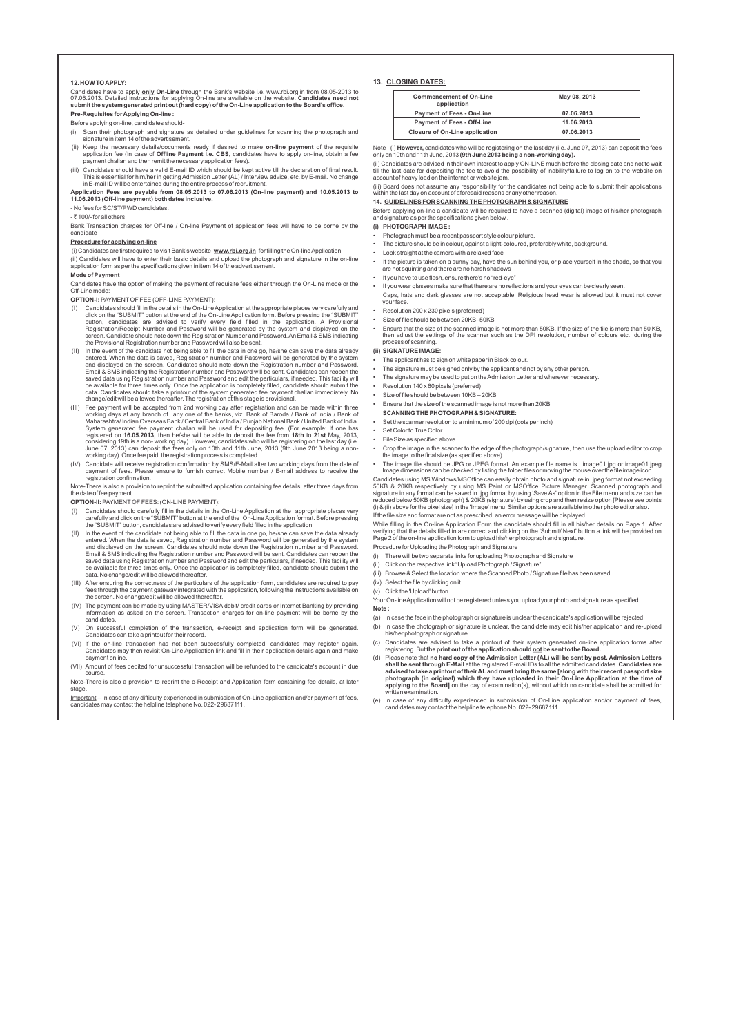## 12. HOW TO APPLY:

Candidates have to apply **only On-Line** through the Bank's website i.e. www.rbi.org.in from 08.05-2013 to 07.06.2013. Detailed instructions for applying On-line are available on the website. **Candidates need not submit the system generated print out (hard copy) of the On-Line application to the Board's office.**

**Pre-Requisites for Applying On-line :**

Before applying on-line, candidates should-

(i) Scan their photograph and signature as detailed under guidelines for scanning the photograph and signature in item 14 of the advertisement.

(ii) Keep the necessary details/documents ready if desired to make **on-line payment** of the requisite application fee (In case of **Offline Payment i.e. CBS,** candidates have to apply on-line, obtain a fee payment challan and then remit the necessary application fees).

(iii) Candidates should have a valid E-mail ID which should be kept active till the declaration of final result. This is essential for him/her in getting Admission Letter (AL) / Interview advice, etc. by E-mail. No change in E-mail ID will be entertained during the entire process of recruitment.

**Application Fees are payable from 08.05.2013 to 07.06.2013 (On-line payment) and 10.05.2013 to 11.06.2013 (Off-line payment) both dates inclusive.**

- No fees for SC/ST/PWD candidates.

- ₹ 100/- for all others

Bank Transaction charges for Off-line / On-line Payment of application fees will have to be borne by the candidate

**Procedure for applying on-line**

(i) Candidates are first required to visit Bank's website **www.rbi.org.in** for filling the On-line Application.

(ii) Candidates will have to enter their basic details and upload the photograph and signature in the on-line application form as per the specifications given in item 14 of the advertisement.

**Mode of Payment**

Candidates have the option of making the payment of requisite fees either through the On-Line mode or the Off-Line mode:

**OPTION-I:** PAYMENT OF FEE (OFF-LINE PAYMENT):

(I) Candidates should fill in the details in the On-Line Application at the appropriate places very carefully and click on the "SUBMIT" button at the end of the On-Line Application form. Before pressing the "SUBMIT" button, candidates are advised to verify every field filled in the application. A Provisional Registration/Receipt Number and Password will be generated by the system and displayed on the screen. Candidate should note down the Registration Number and Password. An Email & SMS indicating the Provisional Registration number and Password will also be sent.

(II) In the event of the candidate not being able to fill the data in one go, he/she can save the data already entered. When the data is saved, Registration number and Password will be generated by the system and displayed on the screen. Candidates should note down the Registration number and Password. Email & SMS indicating the Registration number and Password will be sent. Candidates can reopen the saved data using Registration number and Password and edit the particulars, if needed. This facility will be available for three times only. Once the application is completely filled, candidate should submit the data. Candidates should take a printout of the system generated fee payment challan immediately. No change/edit will be allowed thereafter. The registration at this stage is provisional.

(III) Fee payment will be accepted from 2nd working day after registration and can be made within three working days at any branch of any one of the banks, viz. Bank of Baroda / Bank of India / Bank of Maharashtra/ Indian Overseas Bank / Central Bank of India / Punjab National Bank / United Bank of India. System generated fee payment challan will be used for depositing fee. (For example: If one has registered on **16.05.2013,** then he/she will be able to deposit the fee from **18th** to **21st** May, 2013, considering 19th is a non- working day). However, candidates who will be registering on the last day (i.e. June 07, 2013) can deposit the fees only on 10th and 11th June, 2013 (9th June 2013 being a non-working day). Once fee paid, the registration process is completed.

(IV) Candidate will receive registration confirmation by SMS/E-Mail after two working days from the date of payment of fees. Please ensure to furnish correct Mobile number / E-mail address to receive the registration confirmation.

Note-There is also a provision to reprint the submitted application containing fee details, after three days from the date of fee payment.

**OPTION-II:** PAYMENT OF FEES: (ON-LINE PAYMENT):

(I) Candidates should carefully fill in the details in the On-Line Application at the appropriate places very carefully and click on the "SUBMIT" button at the end of the On-Line Application format. Before pressing the "SUBMIT" button, candidates are advised to verify every field filled in the application.

(II) In the event of the candidate not being able to fill the data in one go, he/she can save the data already entered. When the data is saved, Registration number and Password will be generated by the system and displayed on the screen. Candidates should note down the Registration number and Password. Email & SMS indicating the Registration number and Password will be sent. Candidates can reopen the saved data using Registration number and Password and edit the particulars, if needed. This facility will be available for three times only. Once the application is completely filled, candidate should submit the data. No change/edit will be allowed thereafter.

(III) After ensuring the correctness of the particulars of the application form, candidates are required to pay fees through the payment gateway integrated with the application, following the instructions available on the screen. No change/edit will be allowed thereafter.

(IV) The payment can be made by using MASTER/VISA debit/ credit cards or Internet Banking by providing information as asked on the screen. Transaction charges for on-line payment will be borne by the candidates.

(V) On successful completion of the transaction, e-receipt and application form will be generated. Candidates can take a printout for their record.

(VI) If the on-line transaction has not been successfully completed, candidates may register again. Candidates may then revisit On-Line Application link and fill in their application details again and make payment online.

(VII) Amount of fees debited for unsuccessful transaction will be refunded to the candidate's account in due course.

Note-There is also a provision to reprint the e-Receipt and Application form containing fee details, at later stage.

Important – In case of any difficulty experienced in submission of On-Line application and/or payment of fees, candidates may contact the helpline telephone No. 022- 29687111.

## 13. CLOSING DATES:

| | |
|---|---|
| **Commencement of On-Line application** | **May 08, 2013** |
| **Payment of Fees - On-Line** | **07.06.2013** |
| **Payment of Fees - Off-Line** | **11.06.2013** |
| **Closure of On-Line application** | **07.06.2013** |

Note : (i) **However,** candidates who will be registering on the last day (i.e. June 07, 2013) can deposit the fees only on 10th and 11th June, 2013 **(9th June 2013 being a non-working day).**

(ii) Candidates are advised in their own interest to apply ON-LINE much before the closing date and not to wait till the last date for depositing the fee to avoid the possibility of inability/failure to log on to the website on account of heavy load on the internet or website jam.

(iii) Board does not assume any responsibility for the candidates not being able to submit their applications within the last day on account of aforesaid reasons or any other reason.

## 14. GUIDELINES FOR SCANNING THE PHOTOGRAPH & SIGNATURE

Before applying on-line a candidate will be required to have a scanned (digital) image of his/her photograph and signature as per the specifications given below .

**(i) PHOTOGRAPH IMAGE :**

- Photograph must be a recent passport style colour picture.
- The picture should be in colour, against a light-coloured, preferably white, background.
- Look straight at the camera with a relaxed face
- If the picture is taken on a sunny day, have the sun behind you, or place yourself in the shade, so that you are not squinting and there are no harsh shadows
- If you have to use flash, ensure there's no "red-eye"
- If you wear glasses make sure that there are no reflections and your eyes can be clearly seen.
  Caps, hats and dark glasses are not acceptable. Religious head wear is allowed but it must not cover your face.
- Resolution 200 x 230 pixels (preferred)
- Size of file should be between 20KB–50KB
- Ensure that the size of the scanned image is not more than 50KB. If the size of the file is more than 50 KB, then adjust the settings of the scanner such as the DPI resolution, number of colours etc., during the process of scanning.

**(ii) SIGNATURE IMAGE:**

- The applicant has to sign on white paper in Black colour.
- The signature must be signed only by the applicant and not by any other person.
- The signature may be used to put on the Admission Letter and wherever necessary.
- Resolution 140 x 60 pixels (preferred)
- Size of file should be between 10KB – 20KB
- Ensure that the size of the scanned image is not more than 20KB

**SCANNING THE PHOTOGRAPH & SIGNATURE:**

- Set the scanner resolution to a minimum of 200 dpi (dots per inch)
- Set Color to True Color
- File Size as specified above
- Crop the image in the scanner to the edge of the photograph/signature, then use the upload editor to crop the image to the final size (as specified above).
- The image file should be JPG or JPEG format. An example file name is : image01.jpg or image01.jpeg Image dimensions can be checked by listing the folder files or moving the mouse over the file image icon.

Candidates using MS Windows/MSOffice can easily obtain photo and signature in .jpeg format not exceeding 50KB & 20KB respectively by using MS Paint or MSOffice Picture Manager. Scanned photograph and signature in any format can be saved in .jpg format by using 'Save As' option in the File menu and size can be reduced below 50KB (photograph) & 20KB (signature) by using crop and then resize option [Please see points (i) & (ii) above for the pixel size] in the 'Image' menu. Similar options are available in other photo editor also.

If the file size and format are not as prescribed, an error message will be displayed.

While filling in the On-line Application Form the candidate should fill in all his/her details on Page 1. After verifying that the details filled in are correct and clicking on the 'Submit/ Next' button a link will be provided on Page 2 of the on-line application form to upload his/her photograph and signature.

Procedure for Uploading the Photograph and Signature

(i) There will be two separate links for uploading Photograph and Signature

(ii) Click on the respective link "Upload Photograph / Signature"

(iii) Browse & Select the location where the Scanned Photo / Signature file has been saved.

(iv) Select the file by clicking on it

(v) Click the 'Upload' button

Your On-line Application will not be registered unless you upload your photo and signature as specified.

**Note :**

(a) In case the face in the photograph or signature is unclear the candidate's application will be rejected.

(b) In case the photograph or signature is unclear, the candidate may edit his/her application and re-upload his/her photograph or signature.

(c) Candidates are advised to take a printout of their system generated on-line application forms after registering. But **the print out of the application should not be sent to the Board.**

(d) Please note that **no hard copy of the Admission Letter (AL) will be sent by post. Admission Letters shall be sent through E-Mail** at the registered E-mail IDs to all the admitted candidates. **Candidates are advised to take a printout of their AL and must bring the same [along with their recent passport size photograph (in original) which they have uploaded in their On-line Application at the time of applying to the Board]** on the day of examination(s), without which no candidate shall be admitted for written examination.

(e) In case of any difficulty experienced in submission of On-Line application and/or payment of fees, candidates may contact the helpline telephone No. 022- 29687111.